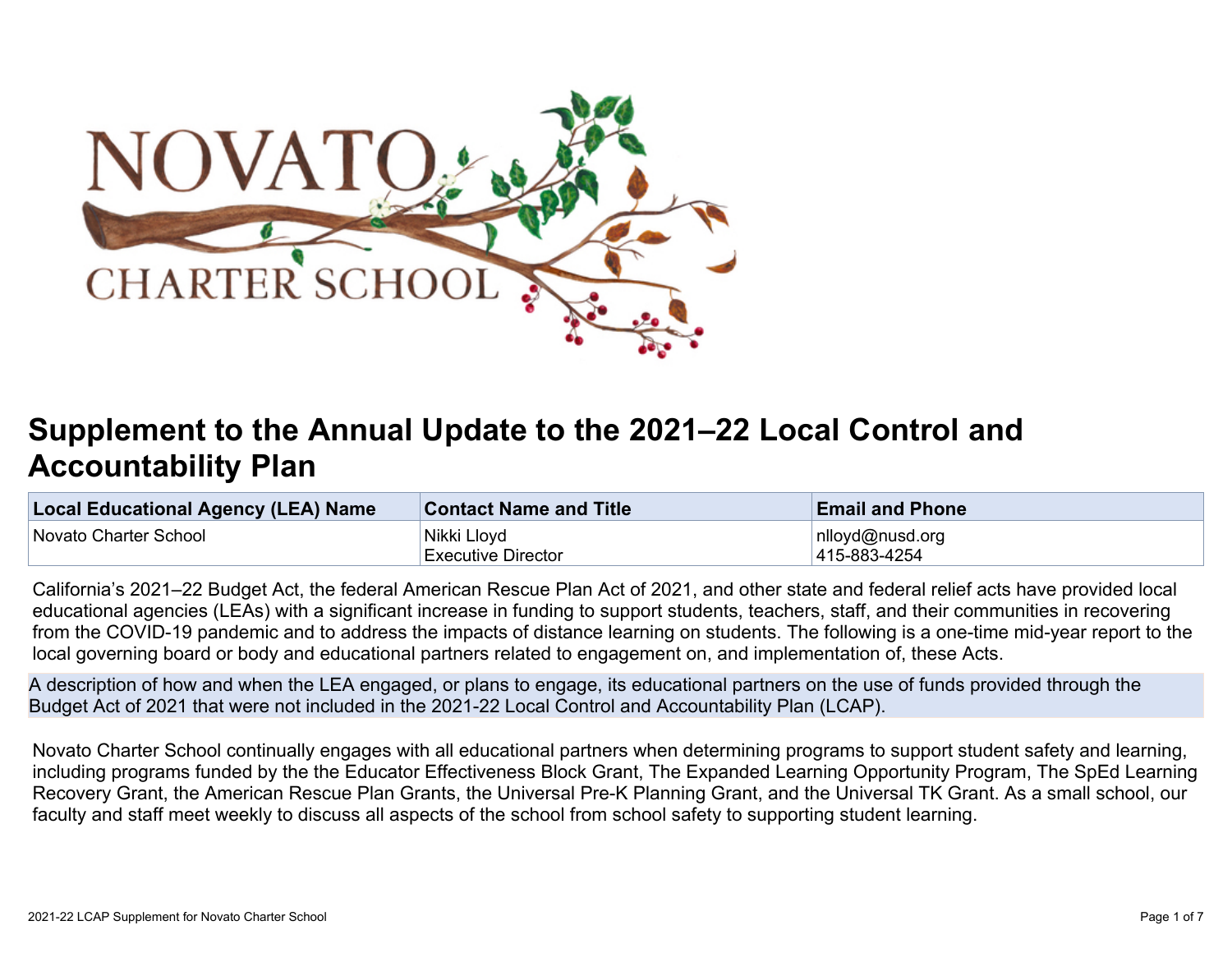# Supplement to the Annual Update to the 2021–22 Local Control and Accountability Plan

| Local Educational Agency (LEA) Name | Contact Name and Title | Email and Phone |
|---|---|---|
| Novato Charter School | Nikki Lloyd<br>Executive Director | nlloyd@nusd.org<br>415-883-4254 |

California's 2021–22 Budget Act, the federal American Rescue Plan Act of 2021, and other state and federal relief acts have provided local educational agencies (LEAs) with a significant increase in funding to support students, teachers, staff, and their communities in recovering from the COVID-19 pandemic and to address the impacts of distance learning on students. The following is a one-time mid-year report to the local governing board or body and educational partners related to engagement on, and implementation of, these Acts.

A description of how and when the LEA engaged, or plans to engage, its educational partners on the use of funds provided through the Budget Act of 2021 that were not included in the 2021-22 Local Control and Accountability Plan (LCAP).

Novato Charter School continually engages with all educational partners when determining programs to support student safety and learning, including programs funded by the the Educator Effectiveness Block Grant, The Expanded Learning Opportunity Program, The SpEd Learning Recovery Grant, the American Rescue Plan Grants, the Universal Pre-K Planning Grant, and the Universal TK Grant. As a small school, our faculty and staff meet weekly to discuss all aspects of the school from school safety to supporting student learning.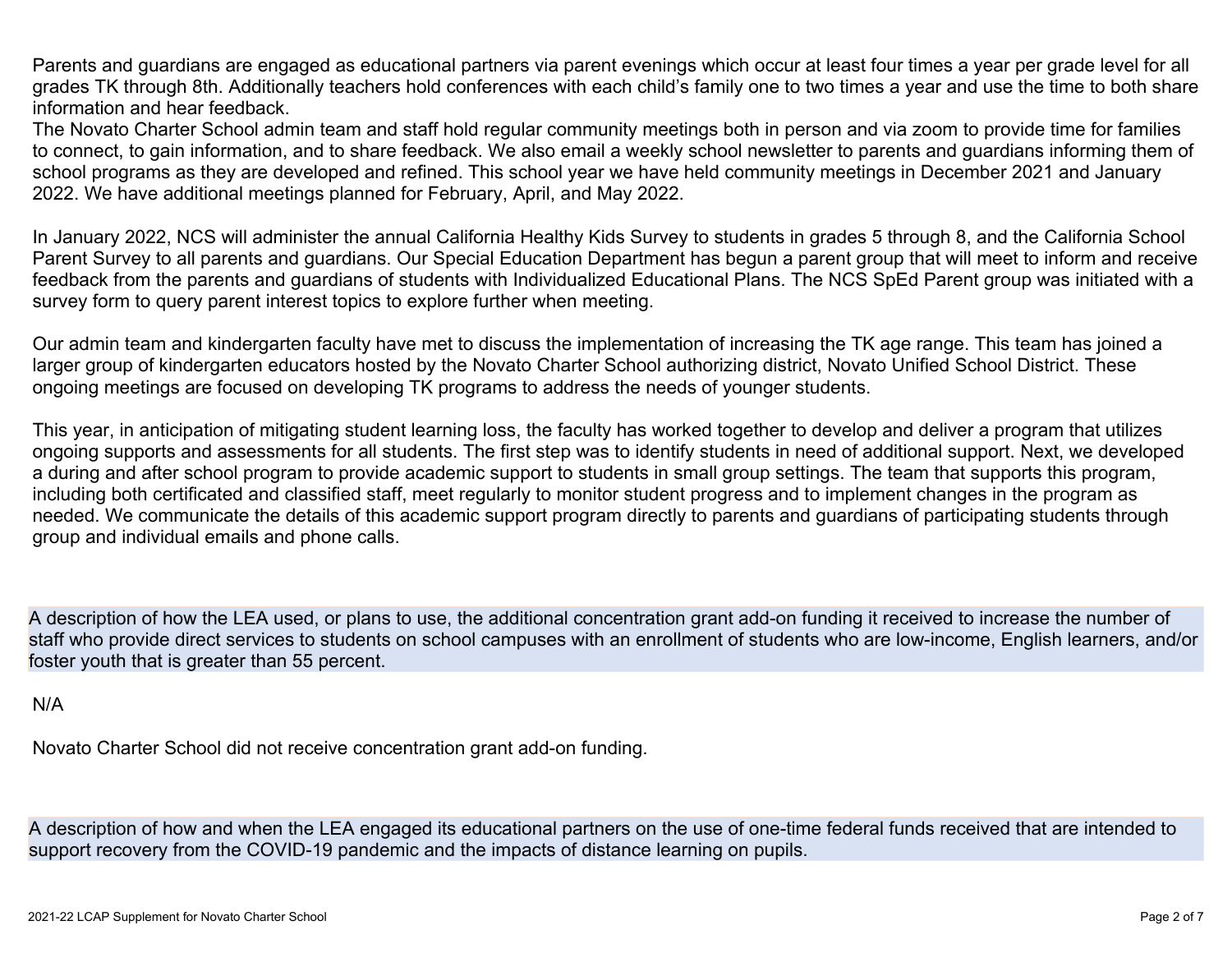Parents and guardians are engaged as educational partners via parent evenings which occur at least four times a year per grade level for all grades TK through 8th. Additionally teachers hold conferences with each child's family one to two times a year and use the time to both share information and hear feedback.
The Novato Charter School admin team and staff hold regular community meetings both in person and via zoom to provide time for families to connect, to gain information, and to share feedback. We also email a weekly school newsletter to parents and guardians informing them of school programs as they are developed and refined. This school year we have held community meetings in December 2021 and January 2022. We have additional meetings planned for February, April, and May 2022.

In January 2022, NCS will administer the annual California Healthy Kids Survey to students in grades 5 through 8, and the California School Parent Survey to all parents and guardians. Our Special Education Department has begun a parent group that will meet to inform and receive feedback from the parents and guardians of students with Individualized Educational Plans. The NCS SpEd Parent group was initiated with a survey form to query parent interest topics to explore further when meeting.

Our admin team and kindergarten faculty have met to discuss the implementation of increasing the TK age range. This team has joined a larger group of kindergarten educators hosted by the Novato Charter School authorizing district, Novato Unified School District. These ongoing meetings are focused on developing TK programs to address the needs of younger students.

This year, in anticipation of mitigating student learning loss, the faculty has worked together to develop and deliver a program that utilizes ongoing supports and assessments for all students. The first step was to identify students in need of additional support. Next, we developed a during and after school program to provide academic support to students in small group settings. The team that supports this program, including both certificated and classified staff, meet regularly to monitor student progress and to implement changes in the program as needed. We communicate the details of this academic support program directly to parents and guardians of participating students through group and individual emails and phone calls.

**A description of how the LEA used, or plans to use, the additional concentration grant add-on funding it received to increase the number of staff who provide direct services to students on school campuses with an enrollment of students who are low-income, English learners, and/or foster youth that is greater than 55 percent.**

N/A

Novato Charter School did not receive concentration grant add-on funding.

**A description of how and when the LEA engaged its educational partners on the use of one-time federal funds received that are intended to support recovery from the COVID-19 pandemic and the impacts of distance learning on pupils.**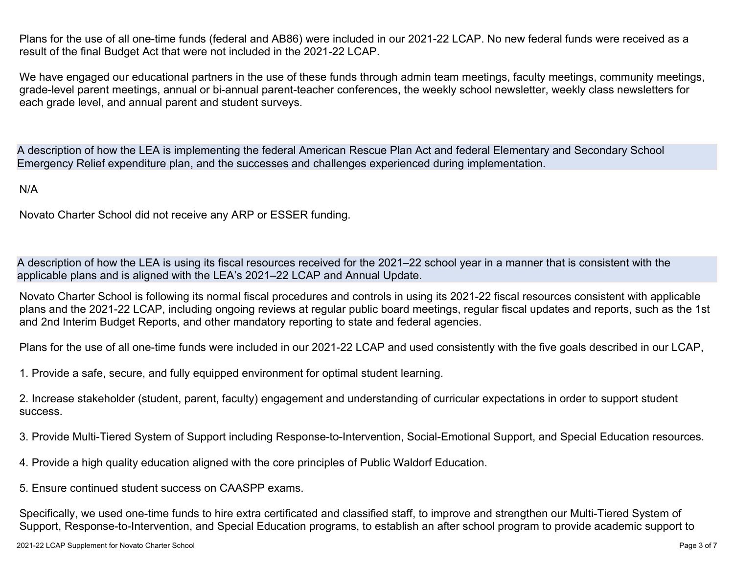Plans for the use of all one-time funds (federal and AB86) were included in our 2021-22 LCAP. No new federal funds were received as a result of the final Budget Act that were not included in the 2021-22 LCAP.

We have engaged our educational partners in the use of these funds through admin team meetings, faculty meetings, community meetings, grade-level parent meetings, annual or bi-annual parent-teacher conferences, the weekly school newsletter, weekly class newsletters for each grade level, and annual parent and student surveys.

### A description of how the LEA is implementing the federal American Rescue Plan Act and federal Elementary and Secondary School Emergency Relief expenditure plan, and the successes and challenges experienced during implementation.

N/A

Novato Charter School did not receive any ARP or ESSER funding.

### A description of how the LEA is using its fiscal resources received for the 2021–22 school year in a manner that is consistent with the applicable plans and is aligned with the LEA's 2021–22 LCAP and Annual Update.

Novato Charter School is following its normal fiscal procedures and controls in using its 2021-22 fiscal resources consistent with applicable plans and the 2021-22 LCAP, including ongoing reviews at regular public board meetings, regular fiscal updates and reports, such as the 1st and 2nd Interim Budget Reports, and other mandatory reporting to state and federal agencies.

Plans for the use of all one-time funds were included in our 2021-22 LCAP and used consistently with the five goals described in our LCAP,

1. Provide a safe, secure, and fully equipped environment for optimal student learning.

2. Increase stakeholder (student, parent, faculty) engagement and understanding of curricular expectations in order to support student success.

3. Provide Multi-Tiered System of Support including Response-to-Intervention, Social-Emotional Support, and Special Education resources.

4. Provide a high quality education aligned with the core principles of Public Waldorf Education.

5. Ensure continued student success on CAASPP exams.

Specifically, we used one-time funds to hire extra certificated and classified staff, to improve and strengthen our Multi-Tiered System of Support, Response-to-Intervention, and Special Education programs, to establish an after school program to provide academic support to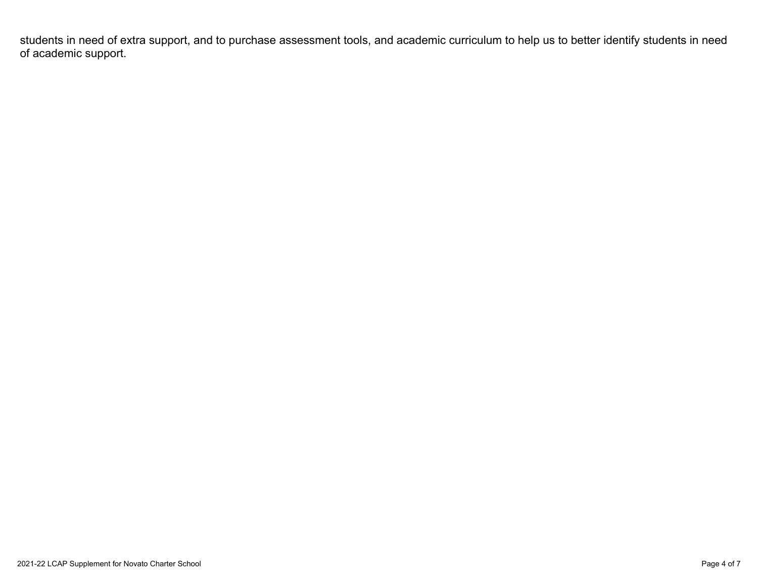students in need of extra support, and to purchase assessment tools, and academic curriculum to help us to better identify students in need of academic support.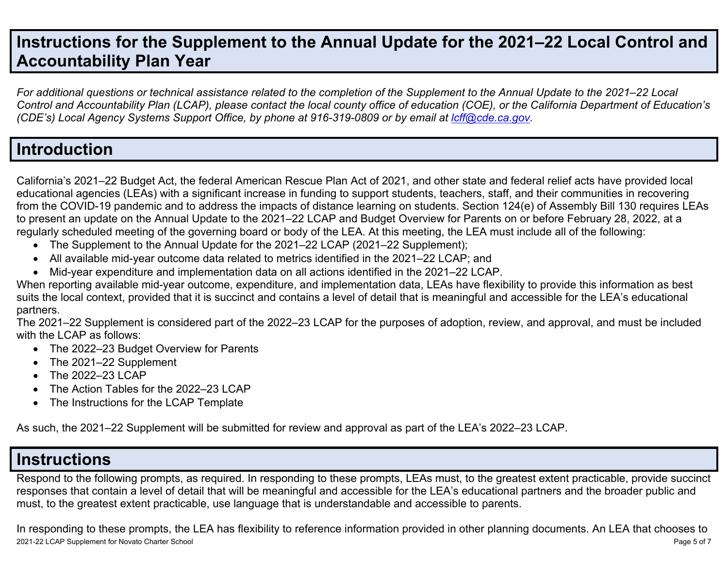# Instructions for the Supplement to the Annual Update for the 2021–22 Local Control and Accountability Plan Year

*For additional questions or technical assistance related to the completion of the Supplement to the Annual Update to the 2021–22 Local Control and Accountability Plan (LCAP), please contact the local county office of education (COE), or the California Department of Education's (CDE's) Local Agency Systems Support Office, by phone at 916-319-0809 or by email at [lcff@cde.ca.gov](mailto:lcff@cde.ca.gov).*

# Introduction

California's 2021–22 Budget Act, the federal American Rescue Plan Act of 2021, and other state and federal relief acts have provided local educational agencies (LEAs) with a significant increase in funding to support students, teachers, staff, and their communities in recovering from the COVID-19 pandemic and to address the impacts of distance learning on students. Section 124(e) of Assembly Bill 130 requires LEAs to present an update on the Annual Update to the 2021–22 LCAP and Budget Overview for Parents on or before February 28, 2022, at a regularly scheduled meeting of the governing board or body of the LEA. At this meeting, the LEA must include all of the following:

- The Supplement to the Annual Update for the 2021–22 LCAP (2021–22 Supplement);
- All available mid-year outcome data related to metrics identified in the 2021–22 LCAP; and
- Mid-year expenditure and implementation data on all actions identified in the 2021–22 LCAP.

When reporting available mid-year outcome, expenditure, and implementation data, LEAs have flexibility to provide this information as best suits the local context, provided that it is succinct and contains a level of detail that is meaningful and accessible for the LEA's educational partners.

The 2021–22 Supplement is considered part of the 2022–23 LCAP for the purposes of adoption, review, and approval, and must be included with the LCAP as follows:

- The 2022–23 Budget Overview for Parents
- The 2021–22 Supplement
- The 2022–23 LCAP
- The Action Tables for the 2022–23 LCAP
- The Instructions for the LCAP Template

As such, the 2021–22 Supplement will be submitted for review and approval as part of the LEA's 2022–23 LCAP.

# Instructions

Respond to the following prompts, as required. In responding to these prompts, LEAs must, to the greatest extent practicable, provide succinct responses that contain a level of detail that will be meaningful and accessible for the LEA's educational partners and the broader public and must, to the greatest extent practicable, use language that is understandable and accessible to parents.

In responding to these prompts, the LEA has flexibility to reference information provided in other planning documents. An LEA that chooses to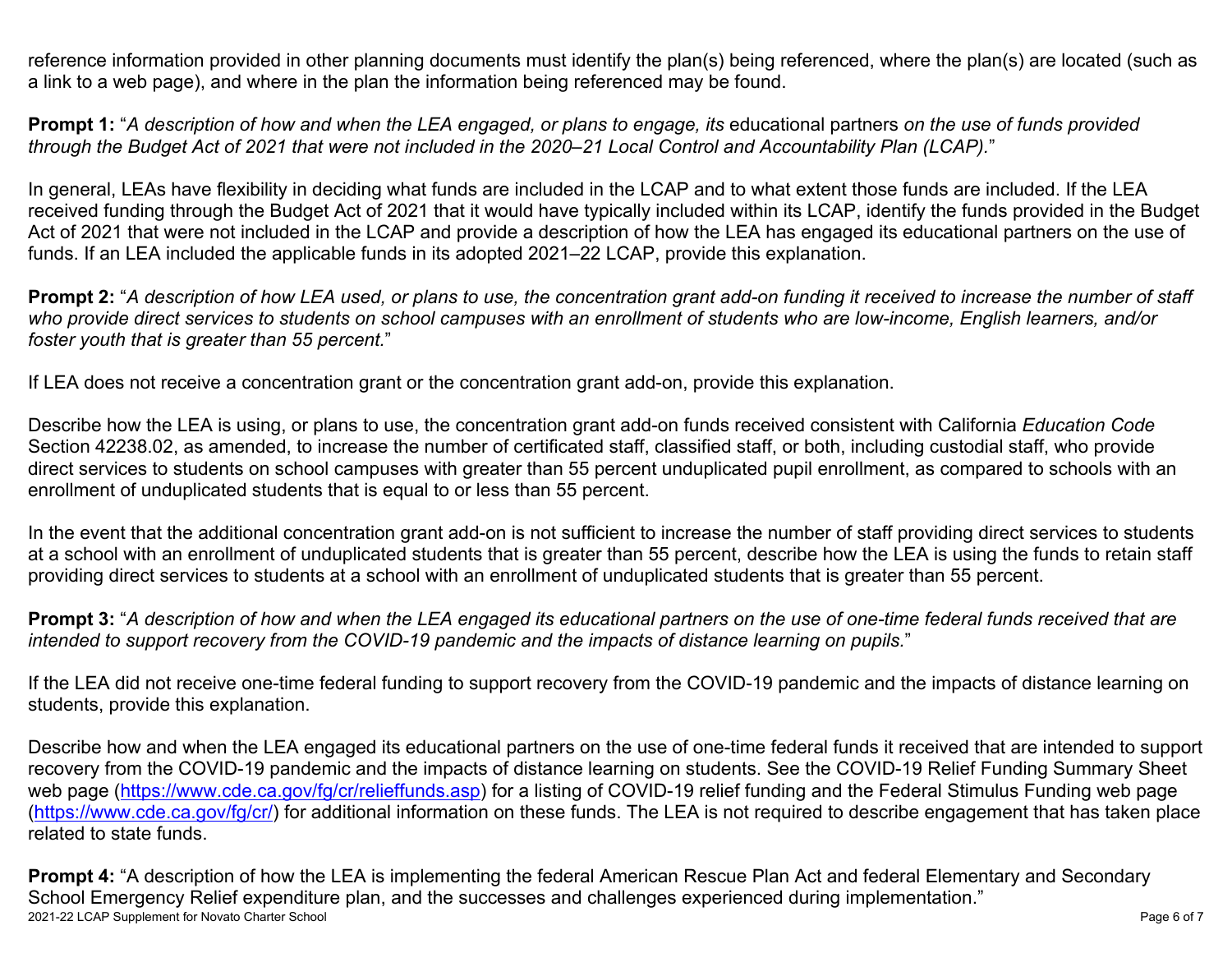reference information provided in other planning documents must identify the plan(s) being referenced, where the plan(s) are located (such as a link to a web page), and where in the plan the information being referenced may be found.

**Prompt 1:** "*A description of how and when the LEA engaged, or plans to engage, its* educational partners *on the use of funds provided through the Budget Act of 2021 that were not included in the 2020–21 Local Control and Accountability Plan (LCAP).*"

In general, LEAs have flexibility in deciding what funds are included in the LCAP and to what extent those funds are included. If the LEA received funding through the Budget Act of 2021 that it would have typically included within its LCAP, identify the funds provided in the Budget Act of 2021 that were not included in the LCAP and provide a description of how the LEA has engaged its educational partners on the use of funds. If an LEA included the applicable funds in its adopted 2021–22 LCAP, provide this explanation.

**Prompt 2:** "*A description of how LEA used, or plans to use, the concentration grant add-on funding it received to increase the number of staff who provide direct services to students on school campuses with an enrollment of students who are low-income, English learners, and/or foster youth that is greater than 55 percent.*"

If LEA does not receive a concentration grant or the concentration grant add-on, provide this explanation.

Describe how the LEA is using, or plans to use, the concentration grant add-on funds received consistent with California *Education Code* Section 42238.02, as amended, to increase the number of certificated staff, classified staff, or both, including custodial staff, who provide direct services to students on school campuses with greater than 55 percent unduplicated pupil enrollment, as compared to schools with an enrollment of unduplicated students that is equal to or less than 55 percent.

In the event that the additional concentration grant add-on is not sufficient to increase the number of staff providing direct services to students at a school with an enrollment of unduplicated students that is greater than 55 percent, describe how the LEA is using the funds to retain staff providing direct services to students at a school with an enrollment of unduplicated students that is greater than 55 percent.

**Prompt 3:** "*A description of how and when the LEA engaged its educational partners on the use of one-time federal funds received that are intended to support recovery from the COVID-19 pandemic and the impacts of distance learning on pupils.*"

If the LEA did not receive one-time federal funding to support recovery from the COVID-19 pandemic and the impacts of distance learning on students, provide this explanation.

Describe how and when the LEA engaged its educational partners on the use of one-time federal funds it received that are intended to support recovery from the COVID-19 pandemic and the impacts of distance learning on students. See the COVID-19 Relief Funding Summary Sheet web page (https://www.cde.ca.gov/fg/cr/relieffunds.asp) for a listing of COVID-19 relief funding and the Federal Stimulus Funding web page (https://www.cde.ca.gov/fg/cr/) for additional information on these funds. The LEA is not required to describe engagement that has taken place related to state funds.

**Prompt 4:** "A description of how the LEA is implementing the federal American Rescue Plan Act and federal Elementary and Secondary School Emergency Relief expenditure plan, and the successes and challenges experienced during implementation."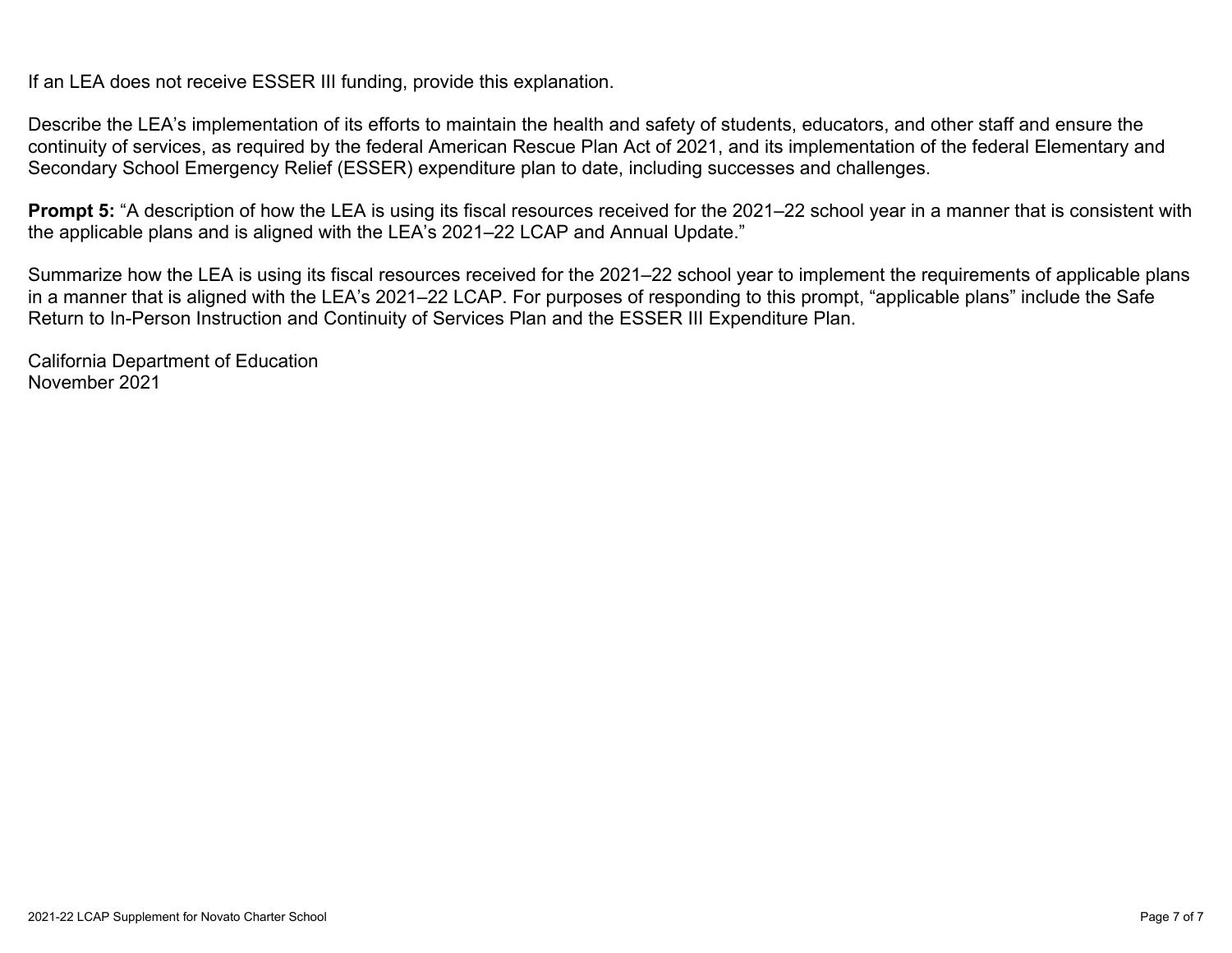If an LEA does not receive ESSER III funding, provide this explanation.

Describe the LEA's implementation of its efforts to maintain the health and safety of students, educators, and other staff and ensure the continuity of services, as required by the federal American Rescue Plan Act of 2021, and its implementation of the federal Elementary and Secondary School Emergency Relief (ESSER) expenditure plan to date, including successes and challenges.

**Prompt 5:** "A description of how the LEA is using its fiscal resources received for the 2021–22 school year in a manner that is consistent with the applicable plans and is aligned with the LEA's 2021–22 LCAP and Annual Update."

Summarize how the LEA is using its fiscal resources received for the 2021–22 school year to implement the requirements of applicable plans in a manner that is aligned with the LEA's 2021–22 LCAP. For purposes of responding to this prompt, "applicable plans" include the Safe Return to In-Person Instruction and Continuity of Services Plan and the ESSER III Expenditure Plan.

California Department of Education
November 2021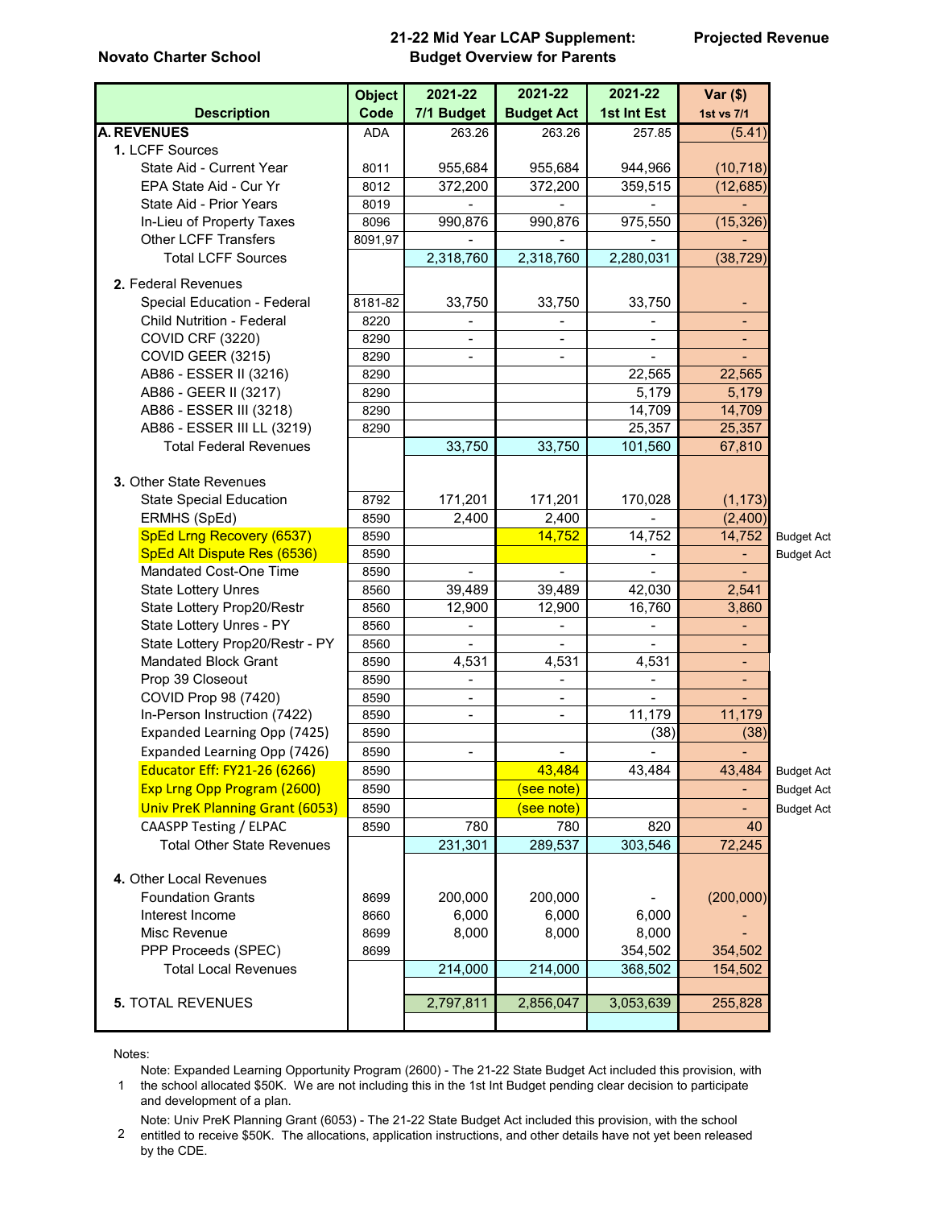**Novato Charter School**

**21-22 Mid Year LCAP Supplement: Budget Overview for Parents**

**Projected Revenue**

| Description | Object Code | 2021-22 7/1 Budget | 2021-22 Budget Act | 2021-22 1st Int Est | Var ($) 1st vs 7/1 | |
|---|---|---|---|---|---|---|
| **A. REVENUES** | ADA | 263.26 | 263.26 | 257.85 | (5.41) | |
| **1.** LCFF Sources | | | | | | |
| State Aid - Current Year | 8011 | 955,684 | 955,684 | 944,966 | (10,718) | |
| EPA State Aid - Cur Yr | 8012 | 372,200 | 372,200 | 359,515 | (12,685) | |
| State Aid - Prior Years | 8019 | - | - | - | - | |
| In-Lieu of Property Taxes | 8096 | 990,876 | 990,876 | 975,550 | (15,326) | |
| Other LCFF Transfers | 8091,97 | - | - | - | - | |
| Total LCFF Sources | | 2,318,760 | 2,318,760 | 2,280,031 | (38,729) | |
| **2.** Federal Revenues | | | | | | |
| Special Education - Federal | 8181-82 | 33,750 | 33,750 | 33,750 | - | |
| Child Nutrition - Federal | 8220 | - | - | - | - | |
| COVID CRF (3220) | 8290 | - | - | - | - | |
| COVID GEER (3215) | 8290 | - | - | - | - | |
| AB86 - ESSER II (3216) | 8290 | | | 22,565 | 22,565 | |
| AB86 - GEER II (3217) | 8290 | | | 5,179 | 5,179 | |
| AB86 - ESSER III (3218) | 8290 | | | 14,709 | 14,709 | |
| AB86 - ESSER III LL (3219) | 8290 | | | 25,357 | 25,357 | |
| Total Federal Revenues | | 33,750 | 33,750 | 101,560 | 67,810 | |
| **3.** Other State Revenues | | | | | | |
| State Special Education | 8792 | 171,201 | 171,201 | 170,028 | (1,173) | |
| ERMHS (SpEd) | 8590 | 2,400 | 2,400 | - | (2,400) | |
| SpEd Lrng Recovery (6537) | 8590 | | 14,752 | 14,752 | 14,752 | Budget Act |
| SpEd Alt Dispute Res (6536) | 8590 | | | - | - | Budget Act |
| Mandated Cost-One Time | 8590 | - | - | - | - | |
| State Lottery Unres | 8560 | 39,489 | 39,489 | 42,030 | 2,541 | |
| State Lottery Prop20/Restr | 8560 | 12,900 | 12,900 | 16,760 | 3,860 | |
| State Lottery Unres - PY | 8560 | - | - | - | - | |
| State Lottery Prop20/Restr - PY | 8560 | - | - | - | - | |
| Mandated Block Grant | 8590 | 4,531 | 4,531 | 4,531 | - | |
| Prop 39 Closeout | 8590 | - | - | - | - | |
| COVID Prop 98 (7420) | 8590 | - | - | - | - | |
| In-Person Instruction (7422) | 8590 | - | - | 11,179 | 11,179 | |
| Expanded Learning Opp (7425) | 8590 | | | (38) | (38) | |
| Expanded Learning Opp (7426) | 8590 | - | - | - | - | |
| Educator Eff: FY21-26 (6266) | 8590 | | 43,484 | 43,484 | 43,484 | Budget Act |
| Exp Lrng Opp Program (2600) | 8590 | | (see note) | | - | Budget Act |
| Univ PreK Planning Grant (6053) | 8590 | | (see note) | | - | Budget Act |
| CAASPP Testing / ELPAC | 8590 | 780 | 780 | 820 | 40 | |
| Total Other State Revenues | | 231,301 | 289,537 | 303,546 | 72,245 | |
| **4.** Other Local Revenues | | | | | | |
| Foundation Grants | 8699 | 200,000 | 200,000 | - | (200,000) | |
| Interest Income | 8660 | 6,000 | 6,000 | 6,000 | - | |
| Misc Revenue | 8699 | 8,000 | 8,000 | 8,000 | - | |
| PPP Proceeds (SPEC) | 8699 | | | 354,502 | 354,502 | |
| Total Local Revenues | | 214,000 | 214,000 | 368,502 | 154,502 | |
| **5.** TOTAL REVENUES | | 2,797,811 | 2,856,047 | 3,053,639 | 255,828 | |

Notes:

1. Note: Expanded Learning Opportunity Program (2600) - The 21-22 State Budget Act included this provision, with the school allocated $50K. We are not including this in the 1st Int Budget pending clear decision to participate and development of a plan.

2. Note: Univ PreK Planning Grant (6053) - The 21-22 State Budget Act included this provision, with the school entitled to receive $50K. The allocations, application instructions, and other details have not yet been released by the CDE.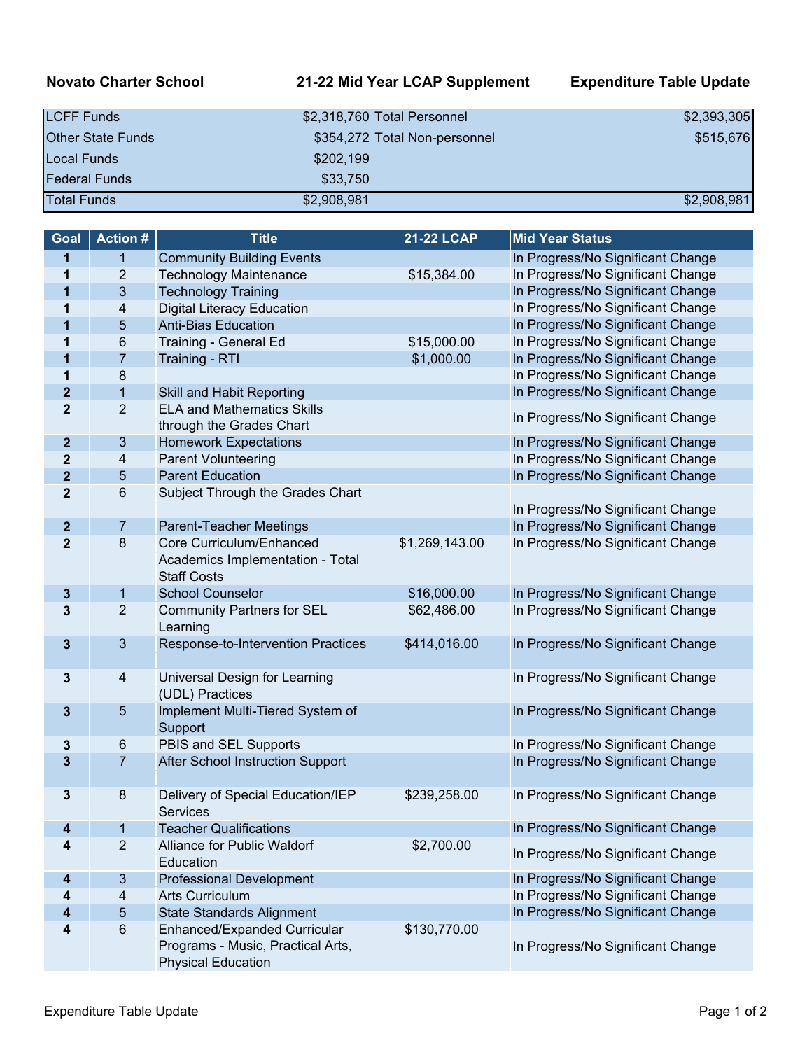**Novato Charter School** **21-22 Mid Year LCAP Supplement** **Expenditure Table Update**

| | | | |
|---|---|---|---|
| LCFF Funds | $2,318,760 | Total Personnel | $2,393,305 |
| Other State Funds | $354,272 | Total Non-personnel | $515,676 |
| Local Funds | $202,199 | | |
| Federal Funds | $33,750 | | |
| Total Funds | $2,908,981 | | $2,908,981 |

| Goal | Action # | Title | 21-22 LCAP | Mid Year Status |
|---|---|---|---|---|
| **1** | 1 | Community Building Events | | In Progress/No Significant Change |
| **1** | 2 | Technology Maintenance | $15,384.00 | In Progress/No Significant Change |
| **1** | 3 | Technology Training | | In Progress/No Significant Change |
| **1** | 4 | Digital Literacy Education | | In Progress/No Significant Change |
| **1** | 5 | Anti-Bias Education | | In Progress/No Significant Change |
| **1** | 6 | Training - General Ed | $15,000.00 | In Progress/No Significant Change |
| **1** | 7 | Training - RTI | $1,000.00 | In Progress/No Significant Change |
| **1** | 8 | | | In Progress/No Significant Change |
| **2** | 1 | Skill and Habit Reporting | | In Progress/No Significant Change |
| **2** | 2 | ELA and Mathematics Skills through the Grades Chart | | In Progress/No Significant Change |
| **2** | 3 | Homework Expectations | | In Progress/No Significant Change |
| **2** | 4 | Parent Volunteering | | In Progress/No Significant Change |
| **2** | 5 | Parent Education | | In Progress/No Significant Change |
| **2** | 6 | Subject Through the Grades Chart | | In Progress/No Significant Change |
| **2** | 7 | Parent-Teacher Meetings | | In Progress/No Significant Change |
| **2** | 8 | Core Curriculum/Enhanced Academics Implementation - Total Staff Costs | $1,269,143.00 | In Progress/No Significant Change |
| **3** | 1 | School Counselor | $16,000.00 | In Progress/No Significant Change |
| **3** | 2 | Community Partners for SEL Learning | $62,486.00 | In Progress/No Significant Change |
| **3** | 3 | Response-to-Intervention Practices | $414,016.00 | In Progress/No Significant Change |
| **3** | 4 | Universal Design for Learning (UDL) Practices | | In Progress/No Significant Change |
| **3** | 5 | Implement Multi-Tiered System of Support | | In Progress/No Significant Change |
| **3** | 6 | PBIS and SEL Supports | | In Progress/No Significant Change |
| **3** | 7 | After School Instruction Support | | In Progress/No Significant Change |
| **3** | 8 | Delivery of Special Education/IEP Services | $239,258.00 | In Progress/No Significant Change |
| **4** | 1 | Teacher Qualifications | | In Progress/No Significant Change |
| **4** | 2 | Alliance for Public Waldorf Education | $2,700.00 | In Progress/No Significant Change |
| **4** | 3 | Professional Development | | In Progress/No Significant Change |
| **4** | 4 | Arts Curriculum | | In Progress/No Significant Change |
| **4** | 5 | State Standards Alignment | | In Progress/No Significant Change |
| **4** | 6 | Enhanced/Expanded Curricular Programs - Music, Practical Arts, Physical Education | $130,770.00 | In Progress/No Significant Change |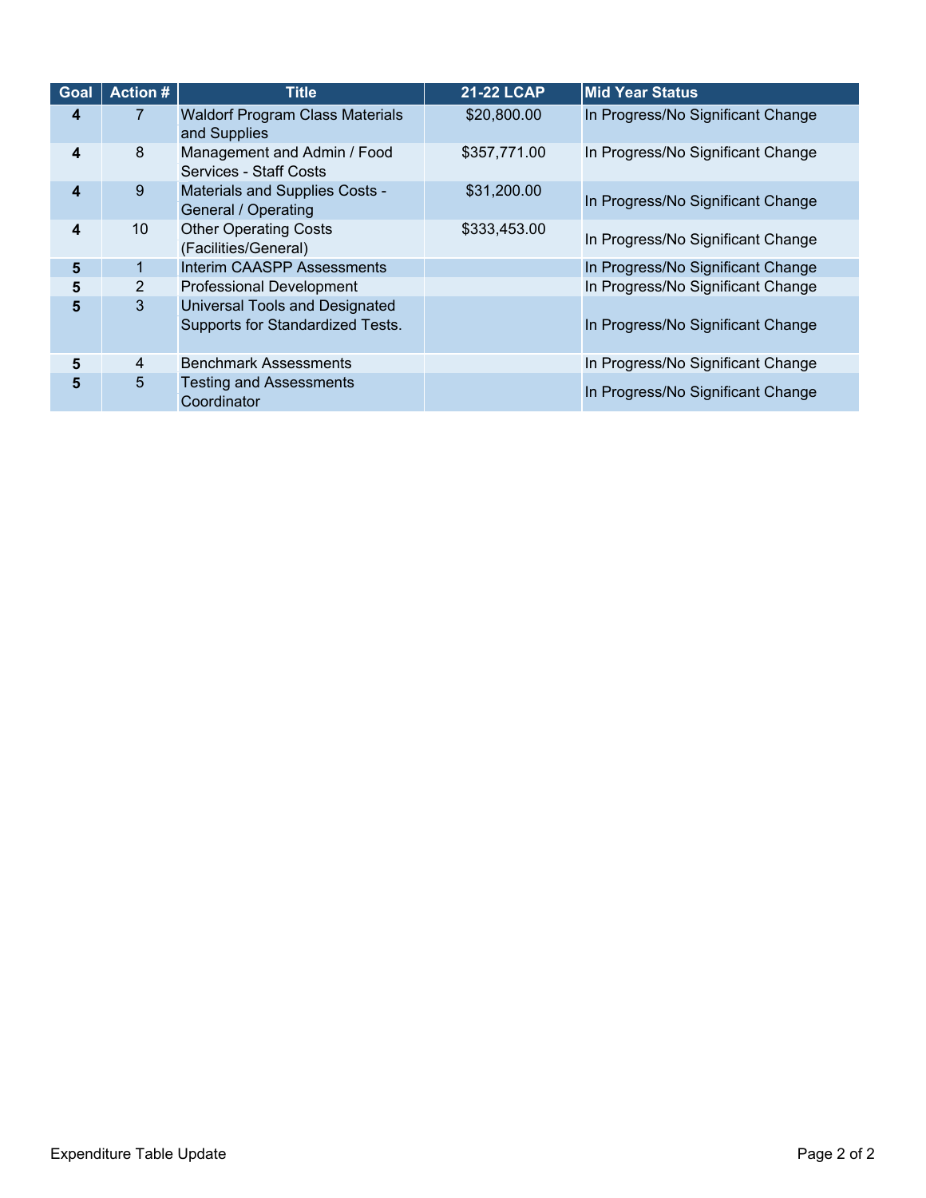| Goal | Action # | Title | 21-22 LCAP | Mid Year Status |
|---|---|---|---|---|
| 4 | 7 | Waldorf Program Class Materials and Supplies | $20,800.00 | In Progress/No Significant Change |
| 4 | 8 | Management and Admin / Food Services - Staff Costs | $357,771.00 | In Progress/No Significant Change |
| 4 | 9 | Materials and Supplies Costs - General / Operating | $31,200.00 | In Progress/No Significant Change |
| 4 | 10 | Other Operating Costs (Facilities/General) | $333,453.00 | In Progress/No Significant Change |
| 5 | 1 | Interim CAASPP Assessments | | In Progress/No Significant Change |
| 5 | 2 | Professional Development | | In Progress/No Significant Change |
| 5 | 3 | Universal Tools and Designated Supports for Standardized Tests. | | In Progress/No Significant Change |
| 5 | 4 | Benchmark Assessments | | In Progress/No Significant Change |
| 5 | 5 | Testing and Assessments Coordinator | | In Progress/No Significant Change |

Expenditure Table Update